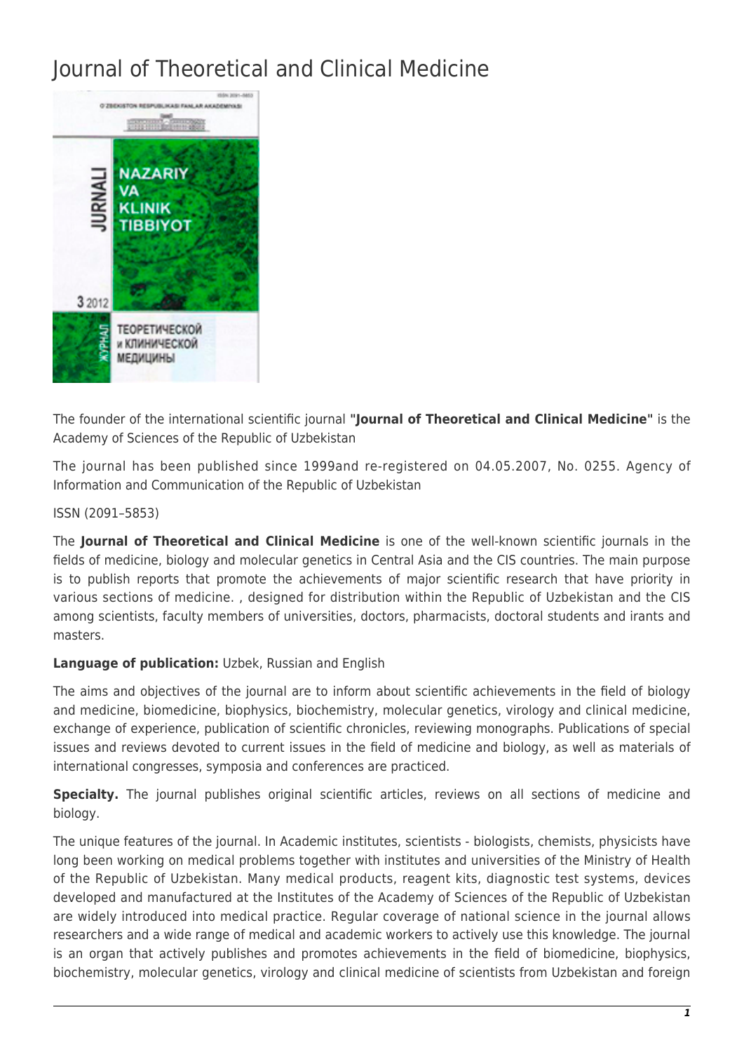# Journal of Theoretical and Clinical Medicine

The founder of the international scientific journal **"Journal of Theoretical and Clinical Medicine"** is the Academy of Sciences of the Republic of Uzbekistan

The journal has been published since 1999and re-registered on 04.05.2007, No. 0255. Agency of Information and Communication of the Republic of Uzbekistan

ISSN (2091–5853)

The **Journal of Theoretical and Clinical Medicine** is one of the well-known scientific journals in the fields of medicine, biology and molecular genetics in Central Asia and the CIS countries. The main purpose is to publish reports that promote the achievements of major scientific research that have priority in various sections of medicine. , designed for distribution within the Republic of Uzbekistan and the CIS among scientists, faculty members of universities, doctors, pharmacists, doctoral students and irants and masters.

**Language of publication:** Uzbek, Russian and English

The aims and objectives of the journal are to inform about scientific achievements in the field of biology and medicine, biomedicine, biophysics, biochemistry, molecular genetics, virology and clinical medicine, exchange of experience, publication of scientific chronicles, reviewing monographs. Publications of special issues and reviews devoted to current issues in the field of medicine and biology, as well as materials of international congresses, symposia and conferences are practiced.

**Specialty.** The journal publishes original scientific articles, reviews on all sections of medicine and biology.

The unique features of the journal. In Academic institutes, scientists - biologists, chemists, physicists have long been working on medical problems together with institutes and universities of the Ministry of Health of the Republic of Uzbekistan. Many medical products, reagent kits, diagnostic test systems, devices developed and manufactured at the Institutes of the Academy of Sciences of the Republic of Uzbekistan are widely introduced into medical practice. Regular coverage of national science in the journal allows researchers and a wide range of medical and academic workers to actively use this knowledge. The journal is an organ that actively publishes and promotes achievements in the field of biomedicine, biophysics, biochemistry, molecular genetics, virology and clinical medicine of scientists from Uzbekistan and foreign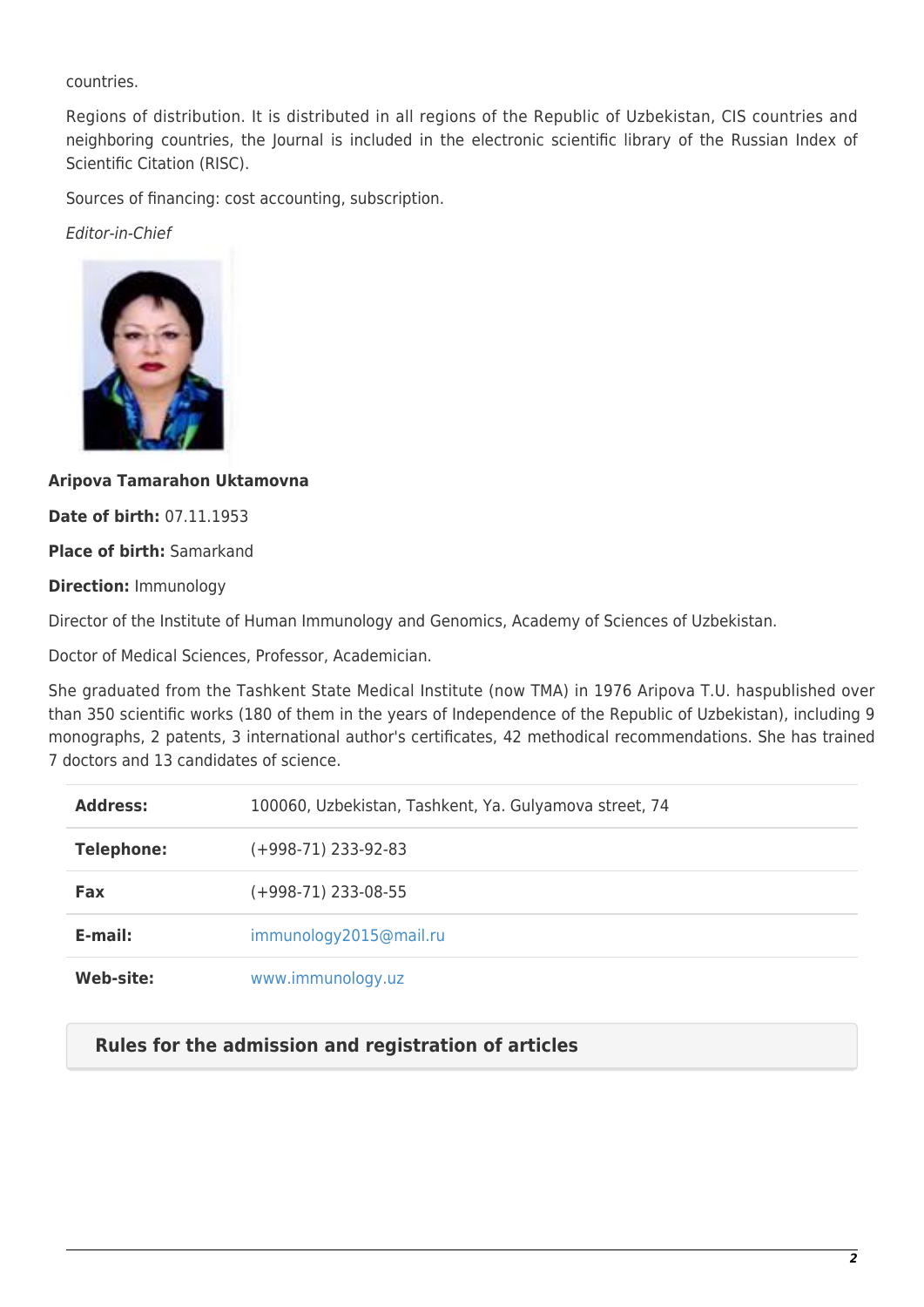countries.

Regions of distribution. It is distributed in all regions of the Republic of Uzbekistan, CIS countries and neighboring countries, the Journal is included in the electronic scientific library of the Russian Index of Scientific Citation (RISC).

Sources of financing: cost accounting, subscription.

*Editor-in-Chief*

**Aripova Tamarahon Uktamovna**

**Date of birth:** 07.11.1953

**Place of birth:** Samarkand

**Direction:** Immunology

Director of the Institute of Human Immunology and Genomics, Academy of Sciences of Uzbekistan.

Doctor of Medical Sciences, Professor, Academician.

She graduated from the Tashkent State Medical Institute (now TMA) in 1976 Aripova T.U. haspublished over than 350 scientific works (180 of them in the years of Independence of the Republic of Uzbekistan), including 9 monographs, 2 patents, 3 international author's certificates, 42 methodical recommendations. She has trained 7 doctors and 13 candidates of science.

| | |
|---|---|
| **Address:** | 100060, Uzbekistan, Tashkent, Ya. Gulyamova street, 74 |
| **Telephone:** | (+998-71) 233-92-83 |
| **Fax** | (+998-71) 233-08-55 |
| **E-mail:** | immunology2015@mail.ru |
| **Web-site:** | www.immunology.uz |

**Rules for the admission and registration of articles**